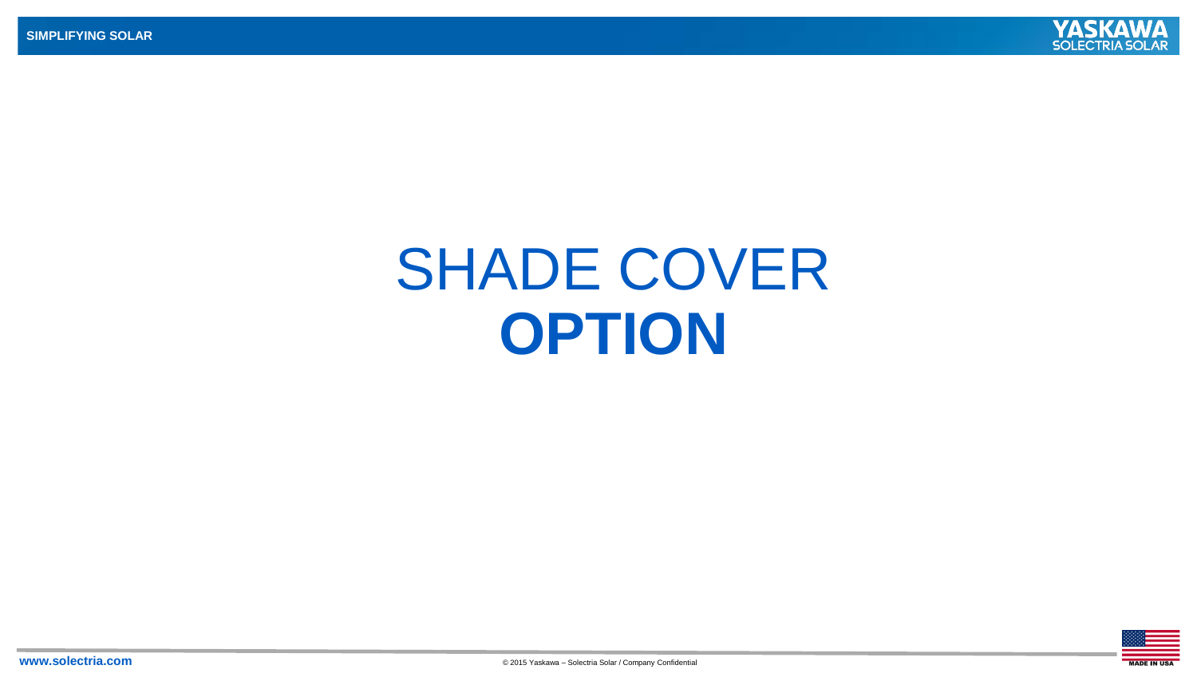# SHADE COVER **OPTION**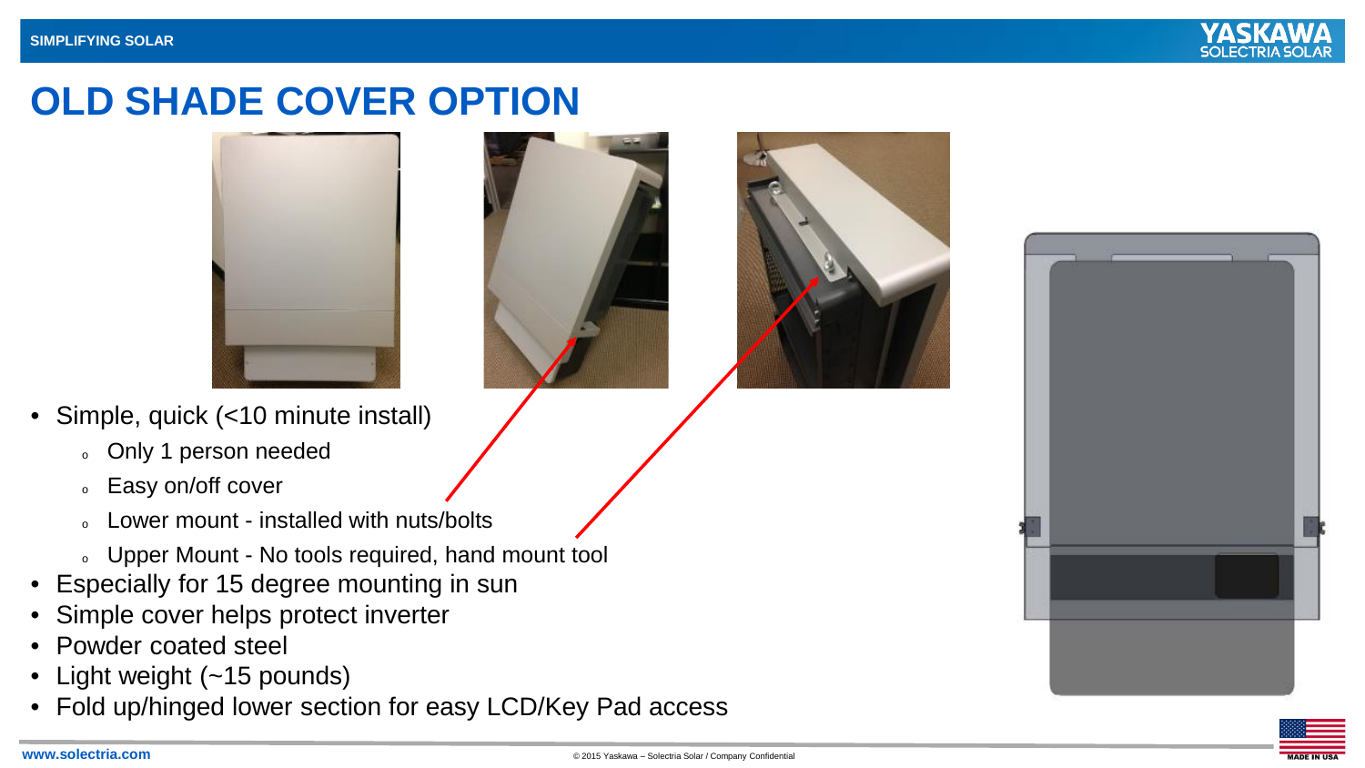# OLD SHADE COVER OPTION

- Simple, quick (<10 minute install)
  - Only 1 person needed
  - Easy on/off cover
  - Lower mount - installed with nuts/bolts
  - Upper Mount - No tools required, hand mount tool
- Especially for 15 degree mounting in sun
- Simple cover helps protect inverter
- Powder coated steel
- Light weight (~15 pounds)
- Fold up/hinged lower section for easy LCD/Key Pad access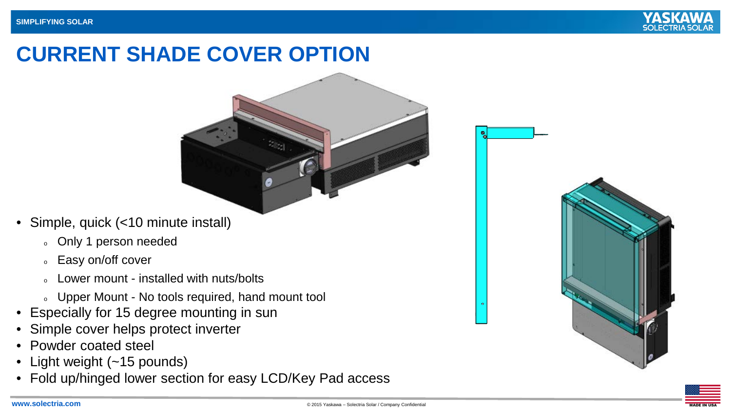# CURRENT SHADE COVER OPTION

- Simple, quick (<10 minute install)
  - Only 1 person needed
  - Easy on/off cover
  - Lower mount - installed with nuts/bolts
  - Upper Mount - No tools required, hand mount tool
- Especially for 15 degree mounting in sun
- Simple cover helps protect inverter
- Powder coated steel
- Light weight (~15 pounds)
- Fold up/hinged lower section for easy LCD/Key Pad access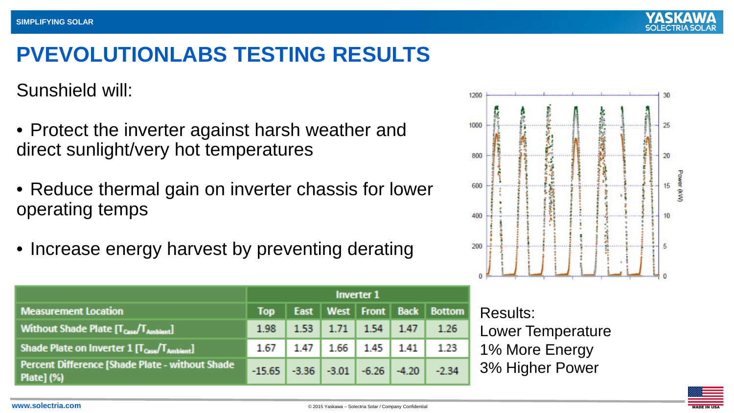# PVEVOLUTIONLABS TESTING RESULTS

Sunshield will:

- Protect the inverter against harsh weather and direct sunlight/very hot temperatures
- Reduce thermal gain on inverter chassis for lower operating temps
- Increase energy harvest by preventing derating

1200
1000
800
600
400
200
0

30
25
20
15
10
5
0

Power (kW)

| | Inverter 1 | | | | | |
|---|---|---|---|---|---|---|
| **Measurement Location** | **Top** | **East** | **West** | **Front** | **Back** | **Bottom** |
| Without Shade Plate [$T_{Case}/T_{Ambient}$] | 1.98 | 1.53 | 1.71 | 1.54 | 1.47 | 1.26 |
| Shade Plate on Inverter 1 [$T_{Case}/T_{Ambient}$] | 1.67 | 1.47 | 1.66 | 1.45 | 1.41 | 1.23 |
| Percent Difference [Shade Plate - without Shade Plate] (%) | -15.65 | -3.36 | -3.01 | -6.26 | -4.20 | -2.34 |

Results:
Lower Temperature
1% More Energy
3% Higher Power